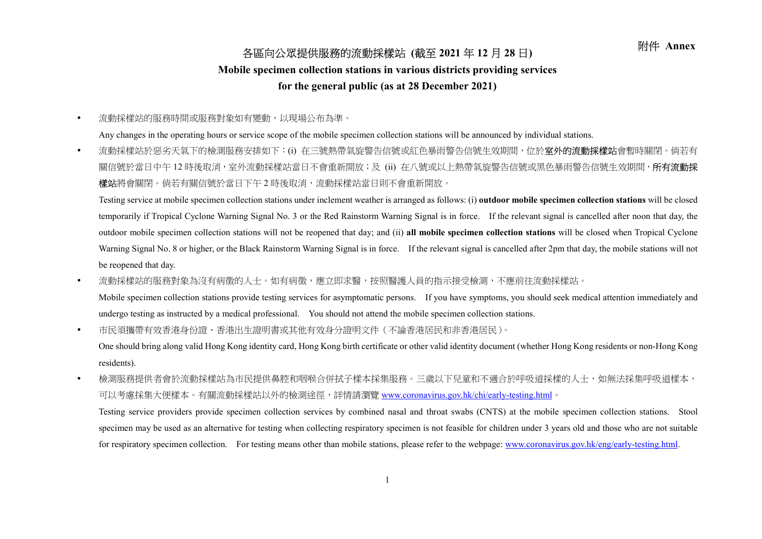附件 **Annex**

# 各區向公眾提供服務的流動採樣站 (截至 2021 年 12 月 28 日)
# Mobile specimen collection stations in various districts providing services for the general public (as at 28 December 2021)

- 流動採樣站的服務時間或服務對象如有變動，以現場公布為準。

  Any changes in the operating hours or service scope of the mobile specimen collection stations will be announced by individual stations.

- 流動採樣站於惡劣天氣下的檢測服務安排如下：(i) 在三號熱帶氣旋警告信號或紅色暴雨警告信號生效期間，位於**室外的流動採樣站**會暫時關閉。倘若有關信號於當日中午 12 時後取消，室外流動採樣站當日不會重新開放；及 (ii) 在八號或以上熱帶氣旋警告信號或黑色暴雨警告信號生效期間，**所有流動採樣站**將會關閉。倘若有關信號於當日下午 2 時後取消，流動採樣站當日則不會重新開放。

  Testing service at mobile specimen collection stations under inclement weather is arranged as follows: (i) **outdoor mobile specimen collection stations** will be closed temporarily if Tropical Cyclone Warning Signal No. 3 or the Red Rainstorm Warning Signal is in force. If the relevant signal is cancelled after noon that day, the outdoor mobile specimen collection stations will not be reopened that day; and (ii) **all mobile specimen collection stations** will be closed when Tropical Cyclone Warning Signal No. 8 or higher, or the Black Rainstorm Warning Signal is in force. If the relevant signal is cancelled after 2pm that day, the mobile stations will not be reopened that day.

- 流動採樣站的服務對象為沒有病徵的人士。如有病徵，應立即求醫，按照醫護人員的指示接受檢測，不應前往流動採樣站。

  Mobile specimen collection stations provide testing services for asymptomatic persons. If you have symptoms, you should seek medical attention immediately and undergo testing as instructed by a medical professional. You should not attend the mobile specimen collection stations.

- 市民須攜帶有效香港身份證、香港出生證明書或其他有效身分證明文件（不論香港居民和非香港居民）。

  One should bring along valid Hong Kong identity card, Hong Kong birth certificate or other valid identity document (whether Hong Kong residents or non-Hong Kong residents).

- 檢測服務提供者會於流動採樣站為市民提供鼻腔和咽喉合併拭子樣本採集服務。三歲以下兒童和不適合於呼吸道採樣的人士，如無法採集呼吸道樣本，可以考慮採集大便樣本。有關流動採樣站以外的檢測途徑，詳情請瀏覽 www.coronavirus.gov.hk/chi/early-testing.html。

  Testing service providers provide specimen collection services by combined nasal and throat swabs (CNTS) at the mobile specimen collection stations. Stool specimen may be used as an alternative for testing when collecting respiratory specimen is not feasible for children under 3 years old and those who are not suitable for respiratory specimen collection. For testing means other than mobile stations, please refer to the webpage: www.coronavirus.gov.hk/eng/early-testing.html.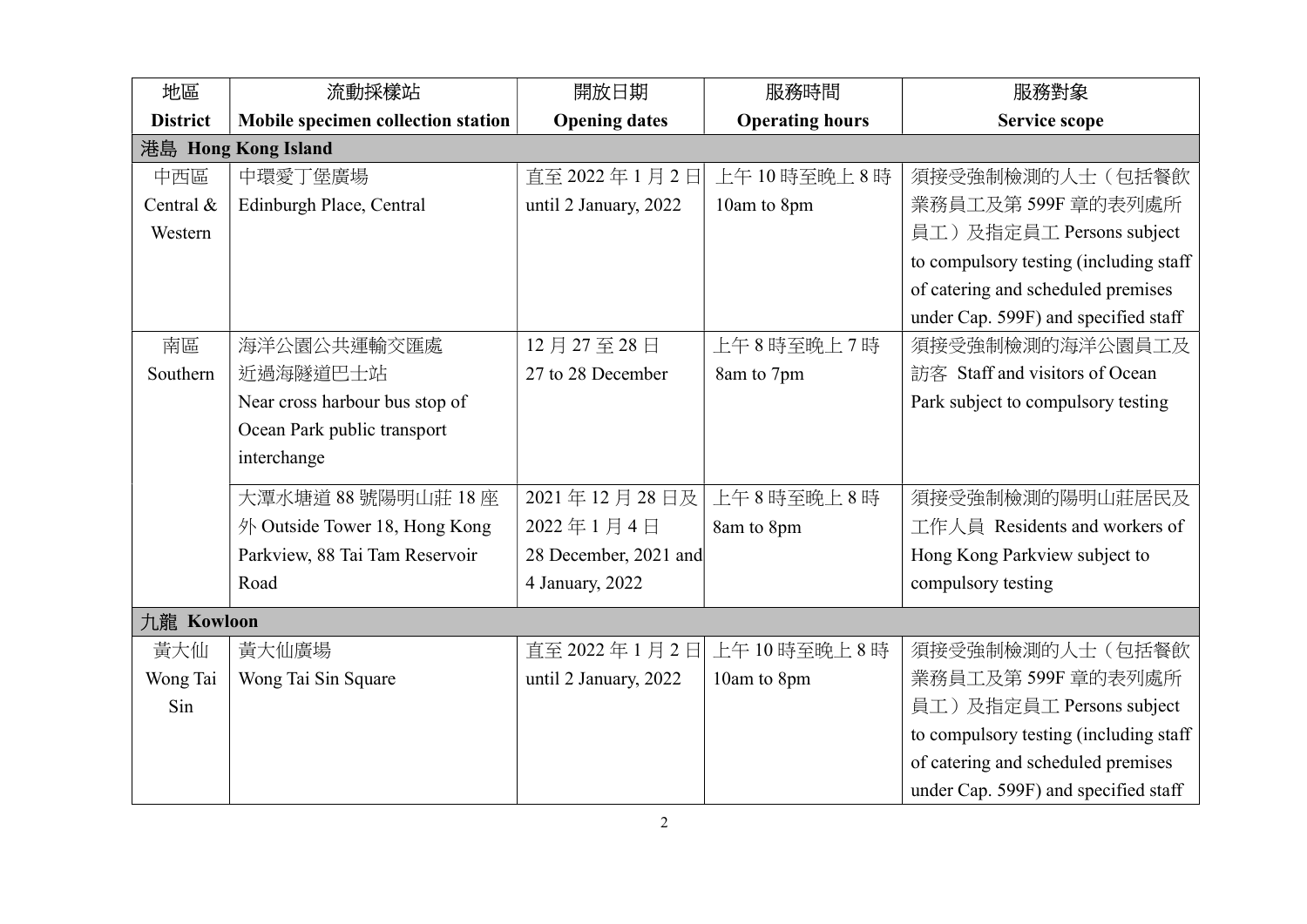| 地區<br>District | 流動採樣站<br>Mobile specimen collection station | 開放日期<br>Opening dates | 服務時間<br>Operating hours | 服務對象<br>Service scope |
|---|---|---|---|---|
| **港島 Hong Kong Island** | | | | |
| 中西區<br>Central & Western | 中環愛丁堡廣場<br>Edinburgh Place, Central | 直至 2022 年 1 月 2 日<br>until 2 January, 2022 | 上午 10 時至晚上 8 時<br>10am to 8pm | 須接受強制檢測的人士（包括餐飲業務員工及第 599F 章的表列處所員工）及指定員工 Persons subject to compulsory testing (including staff of catering and scheduled premises under Cap. 599F) and specified staff |
| 南區<br>Southern | 海洋公園公共運輸交匯處近過海隧道巴士站<br>Near cross harbour bus stop of Ocean Park public transport interchange | 12 月 27 至 28 日<br>27 to 28 December | 上午 8 時至晚上 7 時<br>8am to 7pm | 須接受強制檢測的海洋公園員工及訪客 Staff and visitors of Ocean Park subject to compulsory testing |
| | 大潭水塘道 88 號陽明山莊 18 座外 Outside Tower 18, Hong Kong Parkview, 88 Tai Tam Reservoir Road | 2021 年 12 月 28 日及 2022 年 1 月 4 日<br>28 December, 2021 and 4 January, 2022 | 上午 8 時至晚上 8 時<br>8am to 8pm | 須接受強制檢測的陽明山莊居民及工作人員 Residents and workers of Hong Kong Parkview subject to compulsory testing |
| **九龍 Kowloon** | | | | |
| 黃大仙<br>Wong Tai Sin | 黃大仙廣場<br>Wong Tai Sin Square | 直至 2022 年 1 月 2 日<br>until 2 January, 2022 | 上午 10 時至晚上 8 時<br>10am to 8pm | 須接受強制檢測的人士（包括餐飲業務員工及第 599F 章的表列處所員工）及指定員工 Persons subject to compulsory testing (including staff of catering and scheduled premises under Cap. 599F) and specified staff |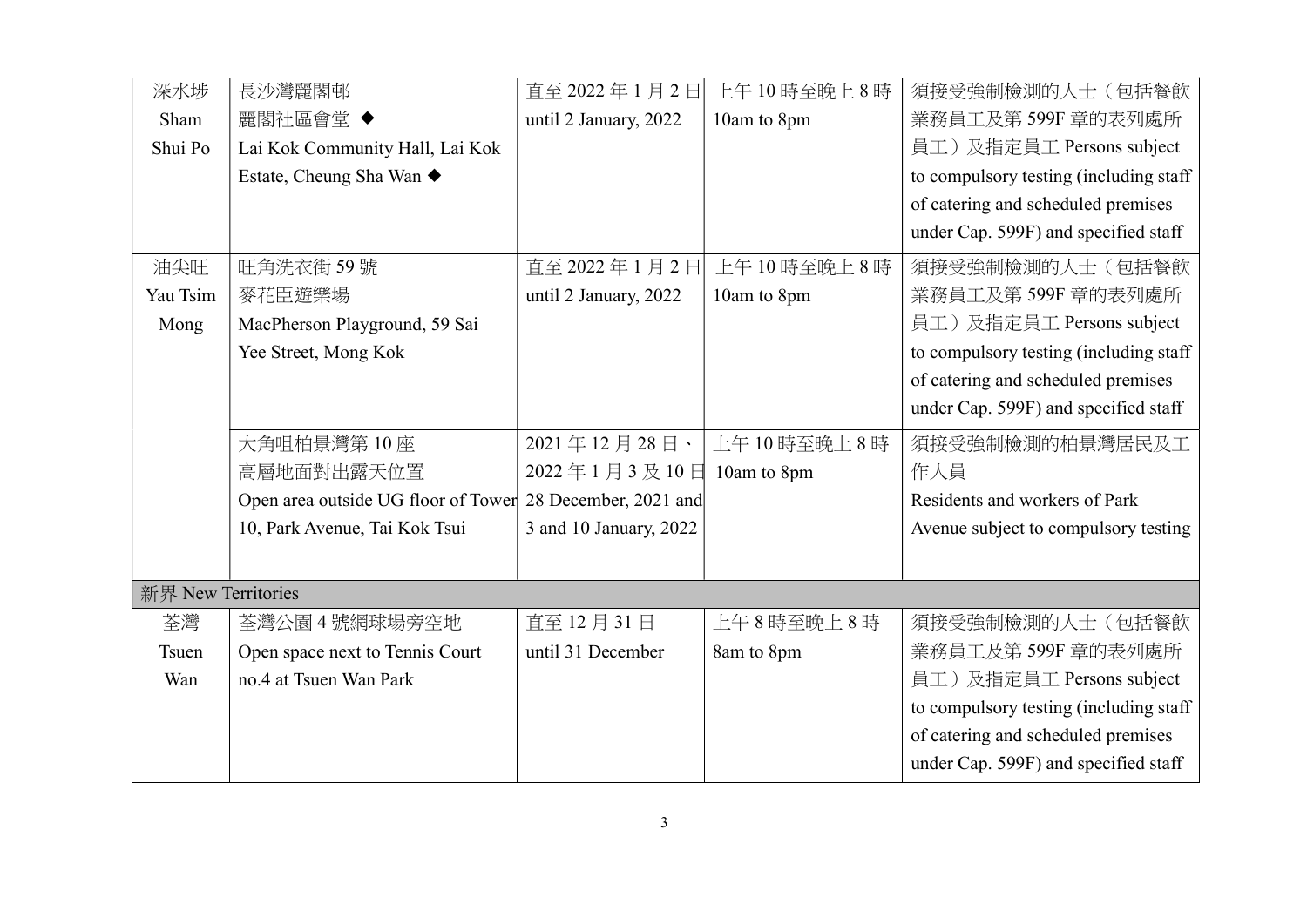| | | | | |
|---|---|---|---|---|
| 深水埗 Sham Shui Po | 長沙灣麗閣邨 麗閣社區會堂 ◆ Lai Kok Community Hall, Lai Kok Estate, Cheung Sha Wan ◆ | 直至 2022 年 1 月 2 日 until 2 January, 2022 | 上午 10 時至晚上 8 時 10am to 8pm | 須接受強制檢測的人士（包括餐飲業務員工及第 599F 章的表列處所員工）及指定員工 Persons subject to compulsory testing (including staff of catering and scheduled premises under Cap. 599F) and specified staff |
| 油尖旺 Yau Tsim Mong | 旺角洗衣街 59 號 麥花臣遊樂場 MacPherson Playground, 59 Sai Yee Street, Mong Kok | 直至 2022 年 1 月 2 日 until 2 January, 2022 | 上午 10 時至晚上 8 時 10am to 8pm | 須接受強制檢測的人士（包括餐飲業務員工及第 599F 章的表列處所員工）及指定員工 Persons subject to compulsory testing (including staff of catering and scheduled premises under Cap. 599F) and specified staff |
| | 大角咀柏景灣第 10 座 高層地面對出露天位置 Open area outside UG floor of Tower 10, Park Avenue, Tai Kok Tsui | 2021 年 12 月 28 日、2022 年 1 月 3 及 10 日 28 December, 2021 and 3 and 10 January, 2022 | 上午 10 時至晚上 8 時 10am to 8pm | 須接受強制檢測的柏景灣居民及工作人員 Residents and workers of Park Avenue subject to compulsory testing |
| 新界 New Territories | | | | |
| 荃灣 Tsuen Wan | 荃灣公園 4 號網球場旁空地 Open space next to Tennis Court no.4 at Tsuen Wan Park | 直至 12 月 31 日 until 31 December | 上午 8 時至晚上 8 時 8am to 8pm | 須接受強制檢測的人士（包括餐飲業務員工及第 599F 章的表列處所員工）及指定員工 Persons subject to compulsory testing (including staff of catering and scheduled premises under Cap. 599F) and specified staff |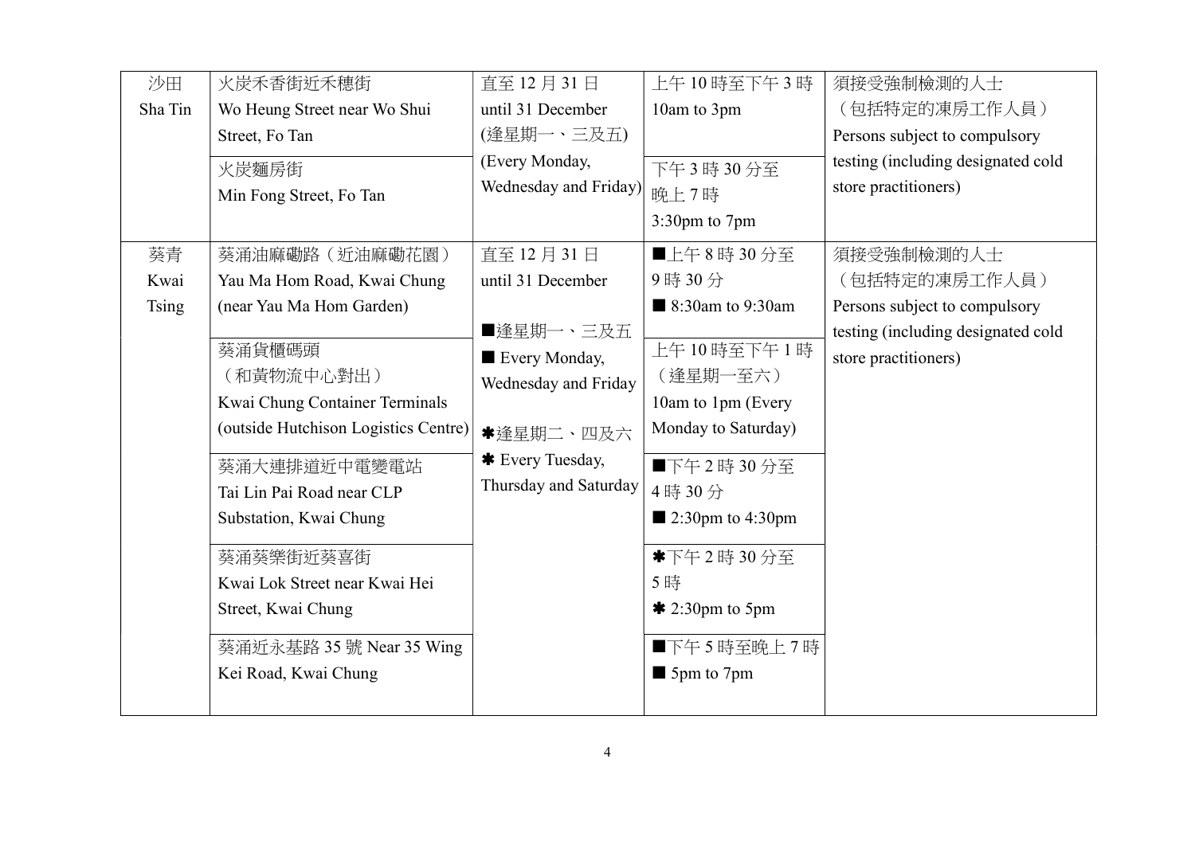| 沙田 Sha Tin | 火炭禾香街近禾穗街 Wo Heung Street near Wo Shui Street, Fo Tan | 直至 12 月 31 日 until 31 December (逢星期一、三及五) (Every Monday, Wednesday and Friday) | 上午 10 時至下午 3 時 10am to 3pm | 須接受強制檢測的人士（包括特定的凍房工作人員） Persons subject to compulsory testing (including designated cold store practitioners) |
|---|---|---|---|---|
| | 火炭麵房街 Min Fong Street, Fo Tan | | 下午 3 時 30 分至晚上 7 時 3:30pm to 7pm | |
| 葵青 Kwai Tsing | 葵涌油麻磡路（近油麻磡花園） Yau Ma Hom Road, Kwai Chung (near Yau Ma Hom Garden) | 直至 12 月 31 日 until 31 December ■逢星期一、三及五 ■ Every Monday, Wednesday and Friday ✱逢星期二、四及六 ✱ Every Tuesday, Thursday and Saturday | ■上午 8 時 30 分至 9 時 30 分 ■ 8:30am to 9:30am | 須接受強制檢測的人士（包括特定的凍房工作人員） Persons subject to compulsory testing (including designated cold store practitioners) |
| | 葵涌貨櫃碼頭（和黃物流中心對出） Kwai Chung Container Terminals (outside Hutchison Logistics Centre) | | 上午 10 時至下午 1 時（逢星期一至六） 10am to 1pm (Every Monday to Saturday) | |
| | 葵涌大連排道近中電變電站 Tai Lin Pai Road near CLP Substation, Kwai Chung | | ■下午 2 時 30 分至 4 時 30 分 ■ 2:30pm to 4:30pm | |
| | 葵涌葵樂街近葵喜街 Kwai Lok Street near Kwai Hei Street, Kwai Chung | | ✱下午 2 時 30 分至 5 時 ✱ 2:30pm to 5pm | |
| | 葵涌近永基路 35 號 Near 35 Wing Kei Road, Kwai Chung | | ■下午 5 時至晚上 7 時 ■ 5pm to 7pm | |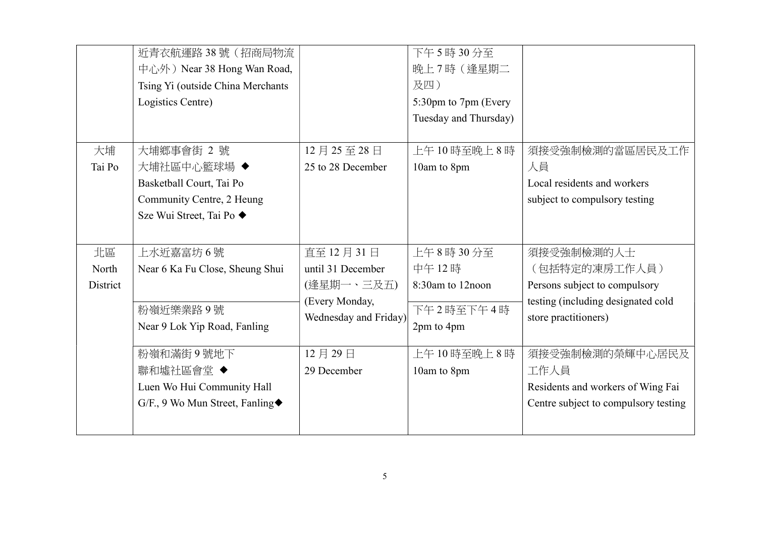| | | | | |
|---|---|---|---|---|
| | 近青衣航運路 38 號（招商局物流中心外）Near 38 Hong Wan Road, Tsing Yi (outside China Merchants Logistics Centre) | | 下午 5 時 30 分至晚上 7 時（逢星期二及四）<br>5:30pm to 7pm (Every Tuesday and Thursday) | |
| 大埔<br>Tai Po | 大埔鄉事會街 2 號<br>大埔社區中心籃球場 ◆<br>Basketball Court, Tai Po Community Centre, 2 Heung Sze Wui Street, Tai Po ◆ | 12 月 25 至 28 日<br>25 to 28 December | 上午 10 時至晚上 8 時<br>10am to 8pm | 須接受強制檢測的當區居民及工作人員<br>Local residents and workers subject to compulsory testing |
| 北區<br>North District | 上水近嘉富坊 6 號<br>Near 6 Ka Fu Close, Sheung Shui | 直至 12 月 31 日<br>until 31 December<br>(逢星期一、三及五)<br>(Every Monday, Wednesday and Friday) | 上午 8 時 30 分至中午 12 時<br>8:30am to 12noon | 須接受強制檢測的人士（包括特定的凍房工作人員）<br>Persons subject to compulsory testing (including designated cold store practitioners) |
| | 粉嶺近樂業路 9 號<br>Near 9 Lok Yip Road, Fanling | | 下午 2 時至下午 4 時<br>2pm to 4pm | |
| | 粉嶺和滿街 9 號地下<br>聯和墟社區會堂 ◆<br>Luen Wo Hui Community Hall<br>G/F., 9 Wo Mun Street, Fanling◆ | 12 月 29 日<br>29 December | 上午 10 時至晚上 8 時<br>10am to 8pm | 須接受強制檢測的榮輝中心居民及工作人員<br>Residents and workers of Wing Fai Centre subject to compulsory testing |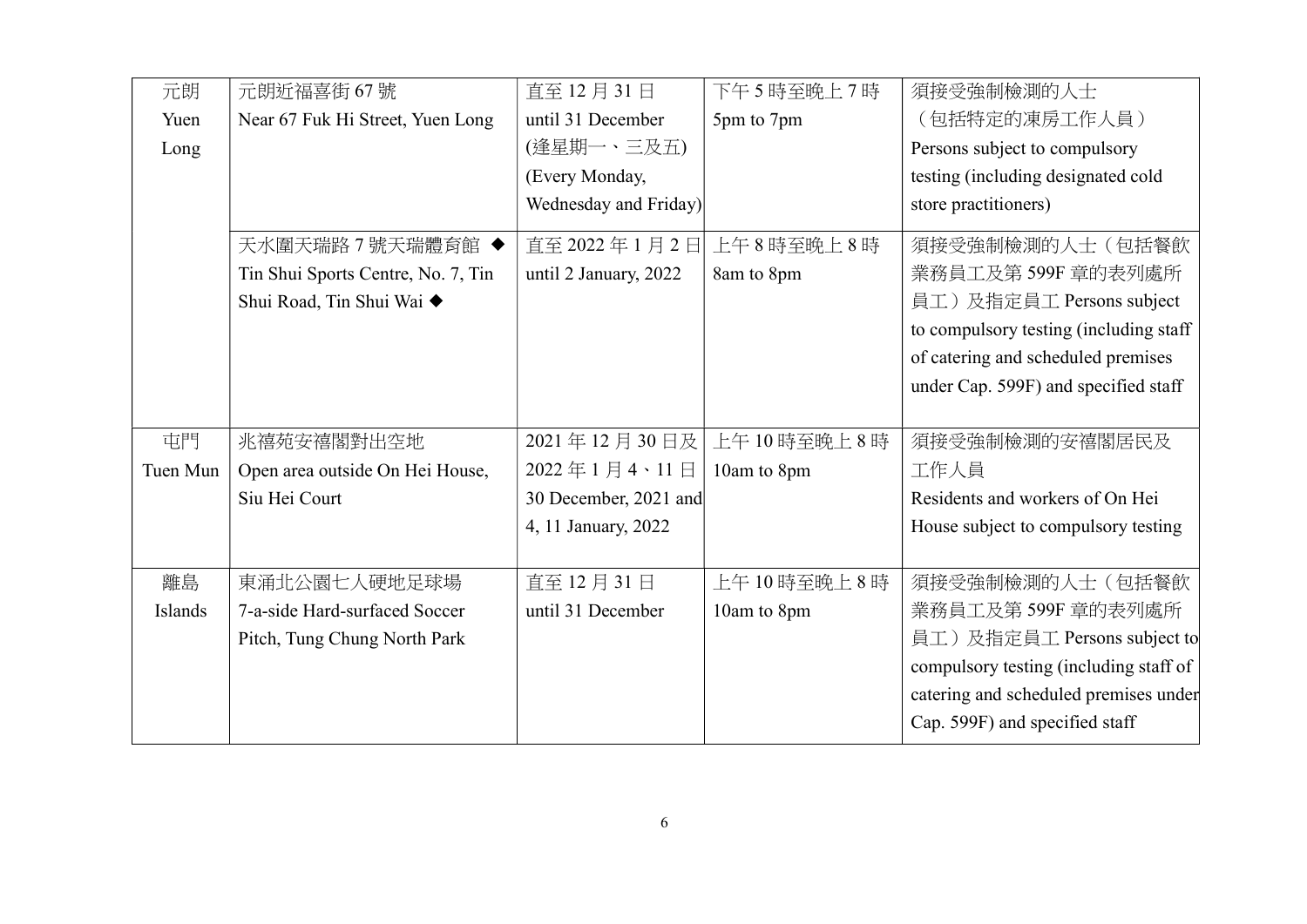| 元朗 Yuen Long | 元朗近福喜街 67 號 Near 67 Fuk Hi Street, Yuen Long | 直至 12 月 31 日 until 31 December (逢星期一、三及五) (Every Monday, Wednesday and Friday) | 下午 5 時至晚上 7 時 5pm to 7pm | 須接受強制檢測的人士（包括特定的凍房工作人員） Persons subject to compulsory testing (including designated cold store practitioners) |
|---|---|---|---|---|
| | 天水圍天瑞路 7 號天瑞體育館 ◆ Tin Shui Sports Centre, No. 7, Tin Shui Road, Tin Shui Wai ◆ | 直至 2022 年 1 月 2 日 until 2 January, 2022 | 上午 8 時至晚上 8 時 8am to 8pm | 須接受強制檢測的人士（包括餐飲業務員工及第 599F 章的表列處所員工）及指定員工 Persons subject to compulsory testing (including staff of catering and scheduled premises under Cap. 599F) and specified staff |
| 屯門 Tuen Mun | 兆禧苑安禧閣對出空地 Open area outside On Hei House, Siu Hei Court | 2021 年 12 月 30 日及 2022 年 1 月 4、11 日 30 December, 2021 and 4, 11 January, 2022 | 上午 10 時至晚上 8 時 10am to 8pm | 須接受強制檢測的安禧閣居民及工作人員 Residents and workers of On Hei House subject to compulsory testing |
| 離島 Islands | 東涌北公園七人硬地足球場 7-a-side Hard-surfaced Soccer Pitch, Tung Chung North Park | 直至 12 月 31 日 until 31 December | 上午 10 時至晚上 8 時 10am to 8pm | 須接受強制檢測的人士（包括餐飲業務員工及第 599F 章的表列處所員工）及指定員工 Persons subject to compulsory testing (including staff of catering and scheduled premises under Cap. 599F) and specified staff |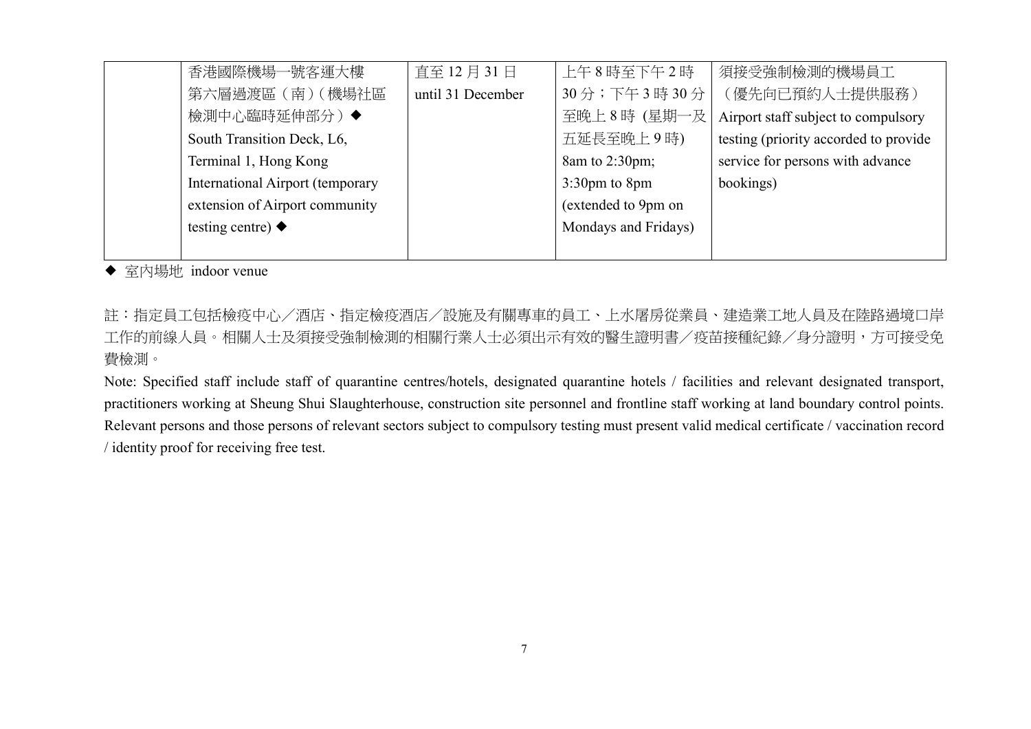| | | | | |
|---|---|---|---|---|
| | 香港國際機場一號客運大樓第六層過渡區（南）（機場社區檢測中心臨時延伸部分）◆ South Transition Deck, L6, Terminal 1, Hong Kong International Airport (temporary extension of Airport community testing centre) ◆ | 直至 12 月 31 日 until 31 December | 上午 8 時至下午 2 時 30 分；下午 3 時 30 分至晚上 8 時 (星期一及五延長至晚上 9 時) 8am to 2:30pm; 3:30pm to 8pm (extended to 9pm on Mondays and Fridays) | 須接受強制檢測的機場員工（優先向已預約人士提供服務）Airport staff subject to compulsory testing (priority accorded to provide service for persons with advance bookings) |

◆ 室內場地 indoor venue

註：指定員工包括檢疫中心／酒店、指定檢疫酒店／設施及有關專車的員工、上水屠房從業員、建造業工地人員及在陸路過境口岸工作的前線人員。相關人士及須接受強制檢測的相關行業人士必須出示有效的醫生證明書／疫苗接種紀錄／身分證明，方可接受免費檢測。

Note: Specified staff include staff of quarantine centres/hotels, designated quarantine hotels / facilities and relevant designated transport, practitioners working at Sheung Shui Slaughterhouse, construction site personnel and frontline staff working at land boundary control points. Relevant persons and those persons of relevant sectors subject to compulsory testing must present valid medical certificate / vaccination record / identity proof for receiving free test.